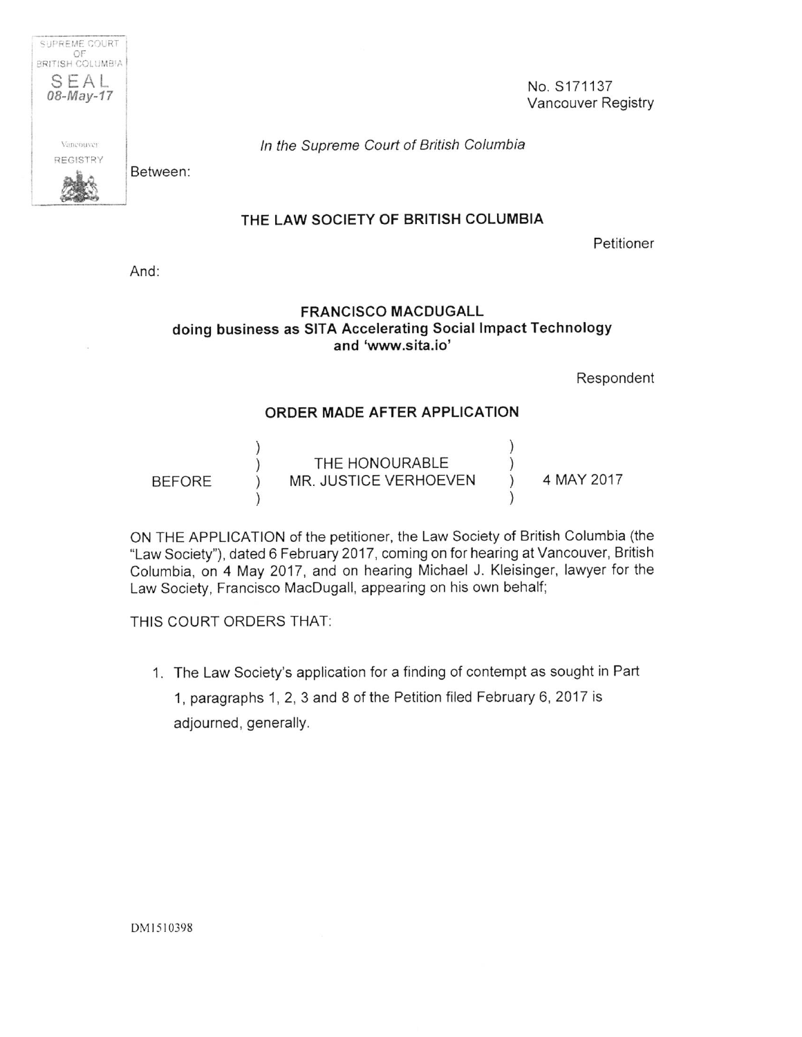SUPREME COURT OF BRITISH COLUMBIA
SEAL
08-May-17
Vancouver
REGISTRY

No. S171137
Vancouver Registry

*In the Supreme Court of British Columbia*

Between:

**THE LAW SOCIETY OF BRITISH COLUMBIA**

Petitioner

And:

**FRANCISCO MACDUGALL**
**doing business as SITA Accelerating Social Impact Technology and 'www.sita.io'**

Respondent

**ORDER MADE AFTER APPLICATION**

| | | |
|---|---|---|
| BEFORE | THE HONOURABLE MR. JUSTICE VERHOEVEN | 4 MAY 2017 |

ON THE APPLICATION of the petitioner, the Law Society of British Columbia (the "Law Society"), dated 6 February 2017, coming on for hearing at Vancouver, British Columbia, on 4 May 2017, and on hearing Michael J. Kleisinger, lawyer for the Law Society, Francisco MacDugall, appearing on his own behalf;

THIS COURT ORDERS THAT:

1. The Law Society's application for a finding of contempt as sought in Part 1, paragraphs 1, 2, 3 and 8 of the Petition filed February 6, 2017 is adjourned, generally.

DM1510398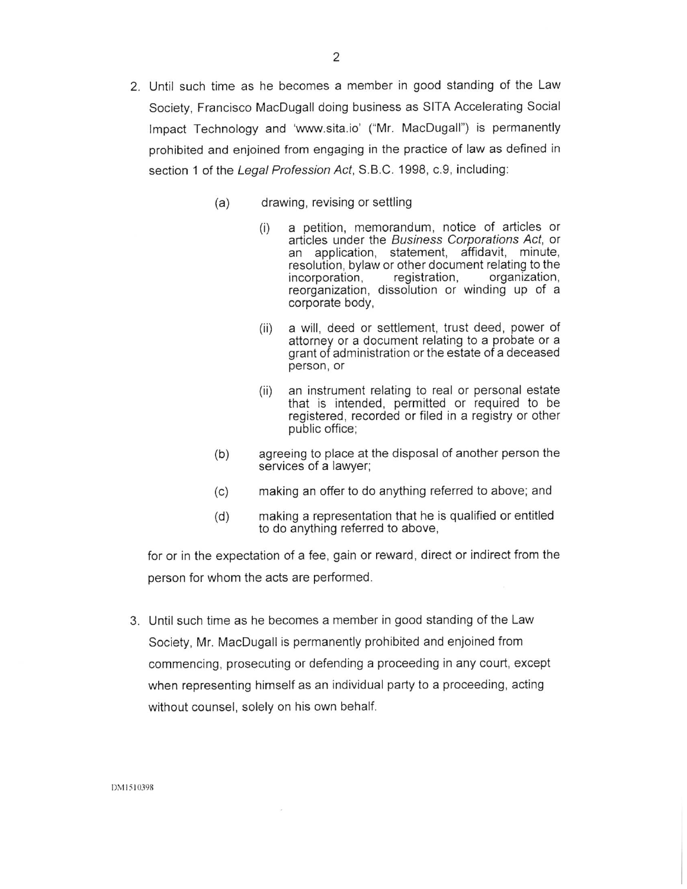2. Until such time as he becomes a member in good standing of the Law Society, Francisco MacDugall doing business as SITA Accelerating Social Impact Technology and 'www.sita.io' ("Mr. MacDugall") is permanently prohibited and enjoined from engaging in the practice of law as defined in section 1 of the *Legal Profession Act*, S.B.C. 1998, c.9, including:

   (a) drawing, revising or settling

      (i) a petition, memorandum, notice of articles or articles under the *Business Corporations Act*, or an application, statement, affidavit, minute, resolution, bylaw or other document relating to the incorporation, registration, organization, reorganization, dissolution or winding up of a corporate body,

      (ii) a will, deed or settlement, trust deed, power of attorney or a document relating to a probate or a grant of administration or the estate of a deceased person, or

      (ii) an instrument relating to real or personal estate that is intended, permitted or required to be registered, recorded or filed in a registry or other public office;

   (b) agreeing to place at the disposal of another person the services of a lawyer;

   (c) making an offer to do anything referred to above; and

   (d) making a representation that he is qualified or entitled to do anything referred to above,

   for or in the expectation of a fee, gain or reward, direct or indirect from the person for whom the acts are performed.

3. Until such time as he becomes a member in good standing of the Law Society, Mr. MacDugall is permanently prohibited and enjoined from commencing, prosecuting or defending a proceeding in any court, except when representing himself as an individual party to a proceeding, acting without counsel, solely on his own behalf.

DM1510398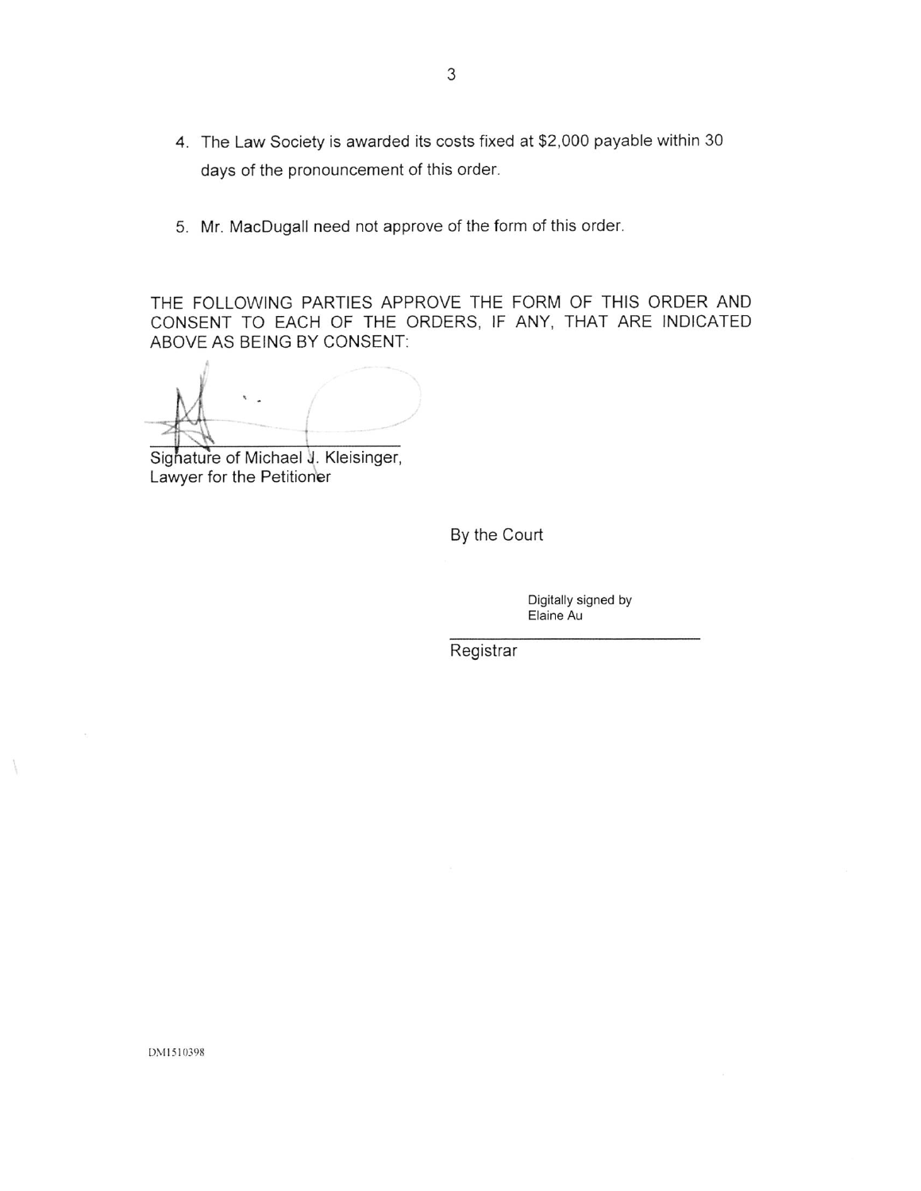4. The Law Society is awarded its costs fixed at $2,000 payable within 30 days of the pronouncement of this order.

5. Mr. MacDugall need not approve of the form of this order.

THE FOLLOWING PARTIES APPROVE THE FORM OF THIS ORDER AND CONSENT TO EACH OF THE ORDERS, IF ANY, THAT ARE INDICATED ABOVE AS BEING BY CONSENT:

Signature of Michael J. Kleisinger,
Lawyer for the Petitioner

By the Court

Digitally signed by
Elaine Au

Registrar

DM1510398